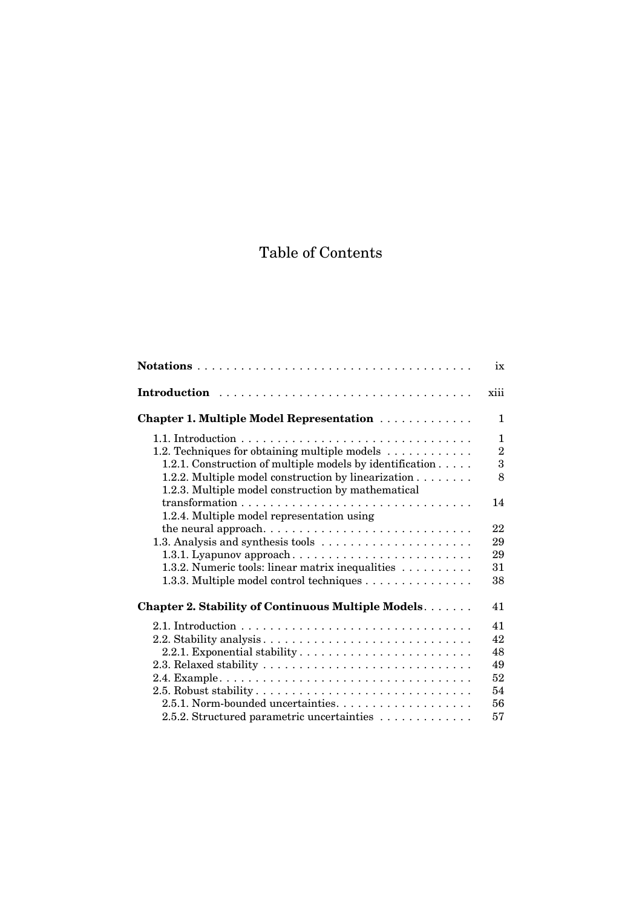# Table of Contents

| | |
|---|---|
| **Notations** | ix |
| **Introduction** | xiii |
| **Chapter 1. Multiple Model Representation** | 1 |
| 1.1. Introduction | 1 |
| 1.2. Techniques for obtaining multiple models | 2 |
| 1.2.1. Construction of multiple models by identification | 3 |
| 1.2.2. Multiple model construction by linearization | 8 |
| 1.2.3. Multiple model construction by mathematical transformation | 14 |
| 1.2.4. Multiple model representation using the neural approach | 22 |
| 1.3. Analysis and synthesis tools | 29 |
| 1.3.1. Lyapunov approach | 29 |
| 1.3.2. Numeric tools: linear matrix inequalities | 31 |
| 1.3.3. Multiple model control techniques | 38 |
| **Chapter 2. Stability of Continuous Multiple Models** | 41 |
| 2.1. Introduction | 41 |
| 2.2. Stability analysis | 42 |
| 2.2.1. Exponential stability | 48 |
| 2.3. Relaxed stability | 49 |
| 2.4. Example | 52 |
| 2.5. Robust stability | 54 |
| 2.5.1. Norm-bounded uncertainties | 56 |
| 2.5.2. Structured parametric uncertainties | 57 |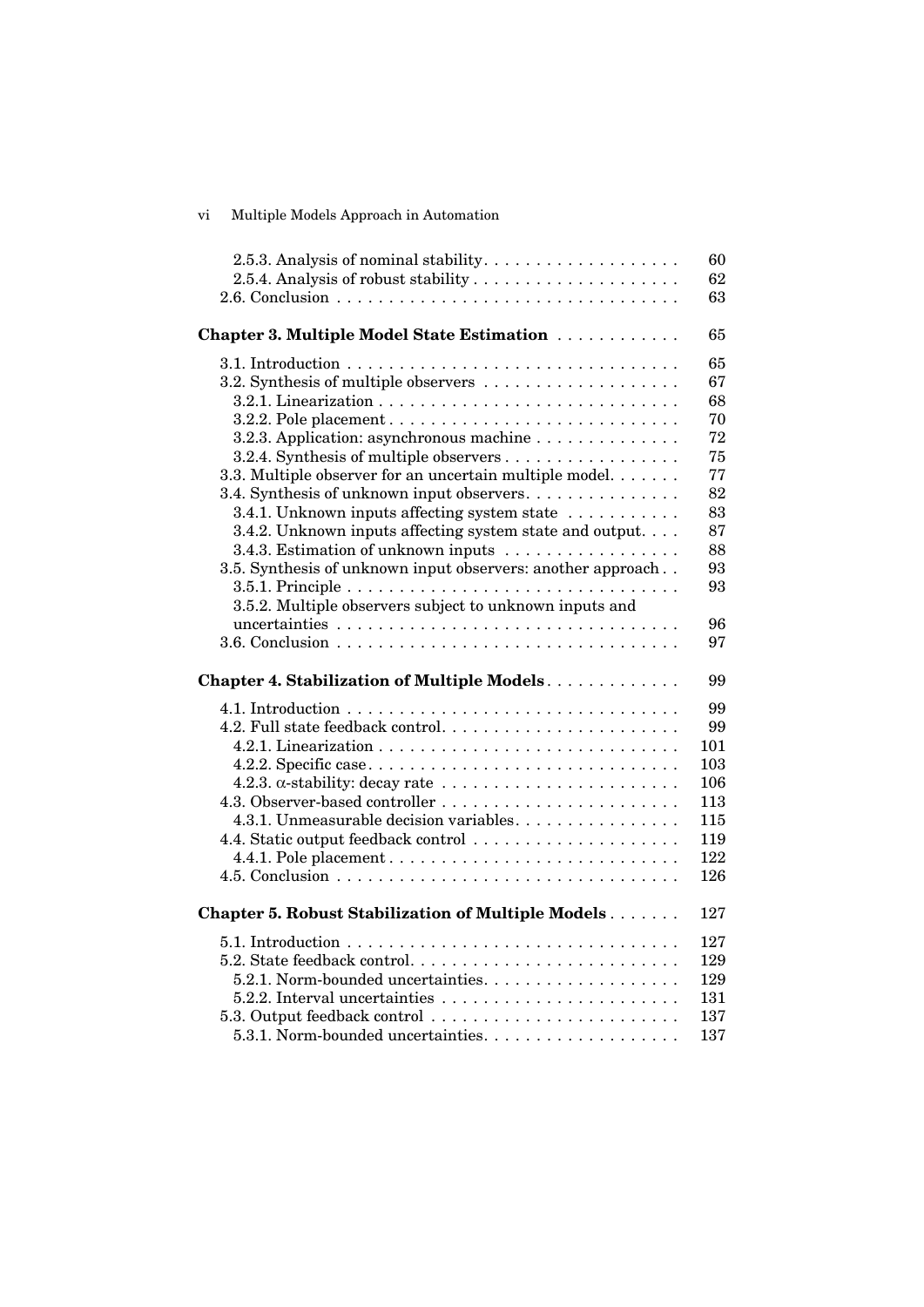2.5.3. Analysis of nominal stability . . . . . . . . . . . . . . . . . . . 60
2.5.4. Analysis of robust stability . . . . . . . . . . . . . . . . . . . . 62
2.6. Conclusion . . . . . . . . . . . . . . . . . . . . . . . . . . . . . . . . 63

**Chapter 3. Multiple Model State Estimation** . . . . . . . . . . . . 65

3.1. Introduction . . . . . . . . . . . . . . . . . . . . . . . . . . . . . . . . 65
3.2. Synthesis of multiple observers . . . . . . . . . . . . . . . . . . . 67
3.2.1. Linearization . . . . . . . . . . . . . . . . . . . . . . . . . . . . . 68
3.2.2. Pole placement . . . . . . . . . . . . . . . . . . . . . . . . . . . . 70
3.2.3. Application: asynchronous machine . . . . . . . . . . . . . . 72
3.2.4. Synthesis of multiple observers . . . . . . . . . . . . . . . . . 75
3.3. Multiple observer for an uncertain multiple model. . . . . . . 77
3.4. Synthesis of unknown input observers. . . . . . . . . . . . . . . 82
3.4.1. Unknown inputs affecting system state . . . . . . . . . . . 83
3.4.2. Unknown inputs affecting system state and output. . . . 87
3.4.3. Estimation of unknown inputs . . . . . . . . . . . . . . . . . 88
3.5. Synthesis of unknown input observers: another approach . . 93
3.5.1. Principle . . . . . . . . . . . . . . . . . . . . . . . . . . . . . . . . 93
3.5.2. Multiple observers subject to unknown inputs and uncertainties . . . . . . . . . . . . . . . . . . . . . . . . . . . . . . . . 96
3.6. Conclusion . . . . . . . . . . . . . . . . . . . . . . . . . . . . . . . . 97

**Chapter 4. Stabilization of Multiple Models** . . . . . . . . . . . . . 99

4.1. Introduction . . . . . . . . . . . . . . . . . . . . . . . . . . . . . . . . 99
4.2. Full state feedback control. . . . . . . . . . . . . . . . . . . . . . . 99
4.2.1. Linearization . . . . . . . . . . . . . . . . . . . . . . . . . . . . . 101
4.2.2. Specific case. . . . . . . . . . . . . . . . . . . . . . . . . . . . . . 103
4.2.3. $\alpha$-stability: decay rate . . . . . . . . . . . . . . . . . . . . . . 106
4.3. Observer-based controller . . . . . . . . . . . . . . . . . . . . . . . 113
4.3.1. Unmeasurable decision variables. . . . . . . . . . . . . . . . 115
4.4. Static output feedback control . . . . . . . . . . . . . . . . . . . . 119
4.4.1. Pole placement . . . . . . . . . . . . . . . . . . . . . . . . . . . . 122
4.5. Conclusion . . . . . . . . . . . . . . . . . . . . . . . . . . . . . . . . 126

**Chapter 5. Robust Stabilization of Multiple Models** . . . . . . . 127

5.1. Introduction . . . . . . . . . . . . . . . . . . . . . . . . . . . . . . . . 127
5.2. State feedback control. . . . . . . . . . . . . . . . . . . . . . . . . . 129
5.2.1. Norm-bounded uncertainties. . . . . . . . . . . . . . . . . . . 129
5.2.2. Interval uncertainties . . . . . . . . . . . . . . . . . . . . . . . 131
5.3. Output feedback control . . . . . . . . . . . . . . . . . . . . . . . . 137
5.3.1. Norm-bounded uncertainties. . . . . . . . . . . . . . . . . . . 137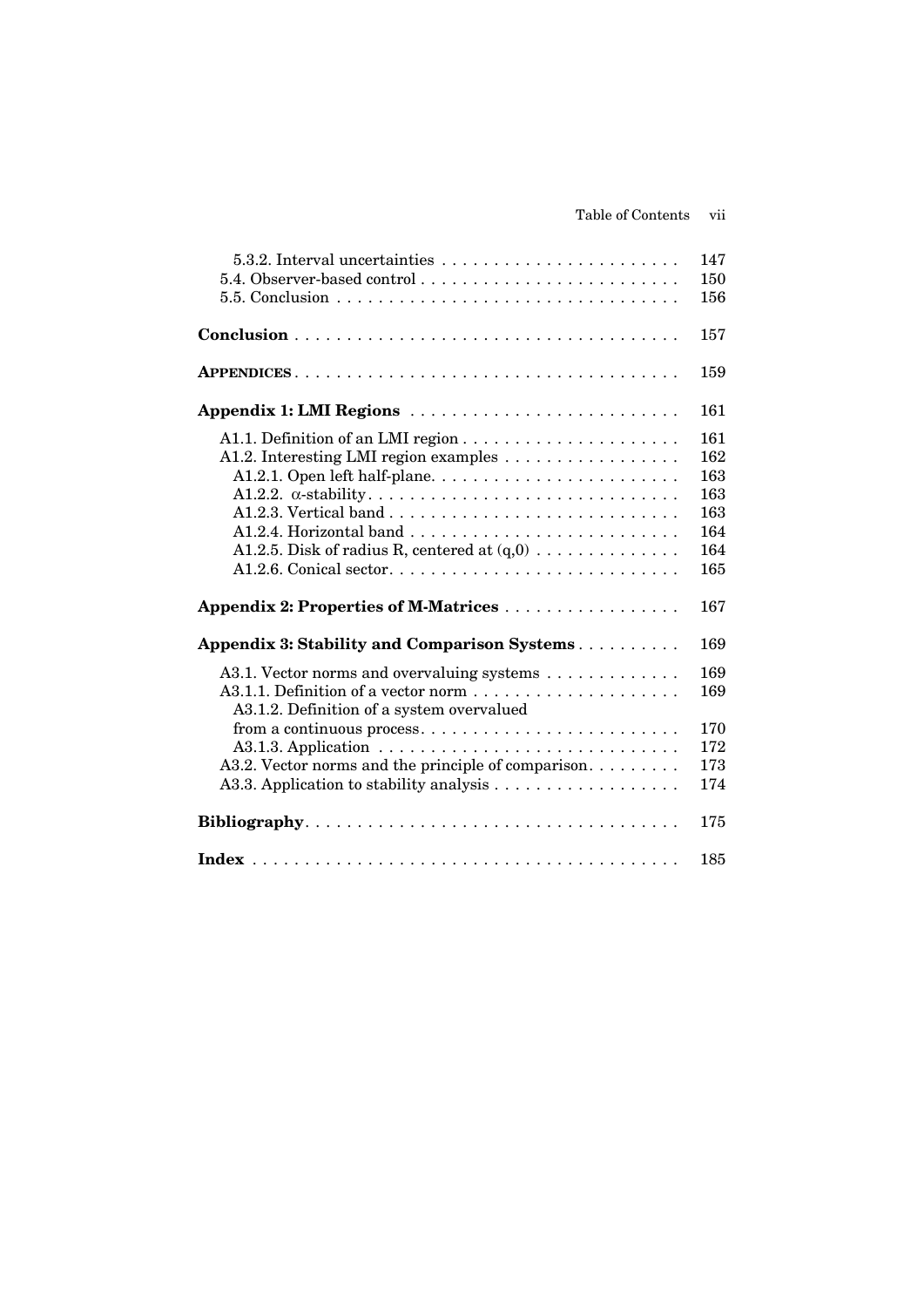5.3.2. Interval uncertainties . . . . . . . . . . . . . . . . . . . . . . . 147
5.4. Observer-based control . . . . . . . . . . . . . . . . . . . . . . . . . 150
5.5. Conclusion . . . . . . . . . . . . . . . . . . . . . . . . . . . . . . . . 156

**Conclusion** . . . . . . . . . . . . . . . . . . . . . . . . . . . . . . . . . . . . 157

**APPENDICES** . . . . . . . . . . . . . . . . . . . . . . . . . . . . . . . . . . . 159

**Appendix 1: LMI Regions** . . . . . . . . . . . . . . . . . . . . . . . . . . 161

A1.1. Definition of an LMI region . . . . . . . . . . . . . . . . . . . . . 161
A1.2. Interesting LMI region examples . . . . . . . . . . . . . . . . . 162
A1.2.1. Open left half-plane. . . . . . . . . . . . . . . . . . . . . . . . 163
A1.2.2. $\alpha$-stability. . . . . . . . . . . . . . . . . . . . . . . . . . . . . . 163
A1.2.3. Vertical band . . . . . . . . . . . . . . . . . . . . . . . . . . . . 163
A1.2.4. Horizontal band . . . . . . . . . . . . . . . . . . . . . . . . . . 164
A1.2.5. Disk of radius R, centered at (q,0) . . . . . . . . . . . . . . 164
A1.2.6. Conical sector. . . . . . . . . . . . . . . . . . . . . . . . . . . . 165

**Appendix 2: Properties of M-Matrices** . . . . . . . . . . . . . . . . . 167

**Appendix 3: Stability and Comparison Systems** . . . . . . . . . . 169

A3.1. Vector norms and overvaluing systems . . . . . . . . . . . . . 169
A3.1.1. Definition of a vector norm . . . . . . . . . . . . . . . . . . . . 169
A3.1.2. Definition of a system overvalued from a continuous process. . . . . . . . . . . . . . . . . . . . . . . . . 170
A3.1.3. Application . . . . . . . . . . . . . . . . . . . . . . . . . . . . . 172
A3.2. Vector norms and the principle of comparison. . . . . . . . . 173
A3.3. Application to stability analysis . . . . . . . . . . . . . . . . . . 174

**Bibliography**. . . . . . . . . . . . . . . . . . . . . . . . . . . . . . . . . . . 175

**Index** . . . . . . . . . . . . . . . . . . . . . . . . . . . . . . . . . . . . . . . . 185